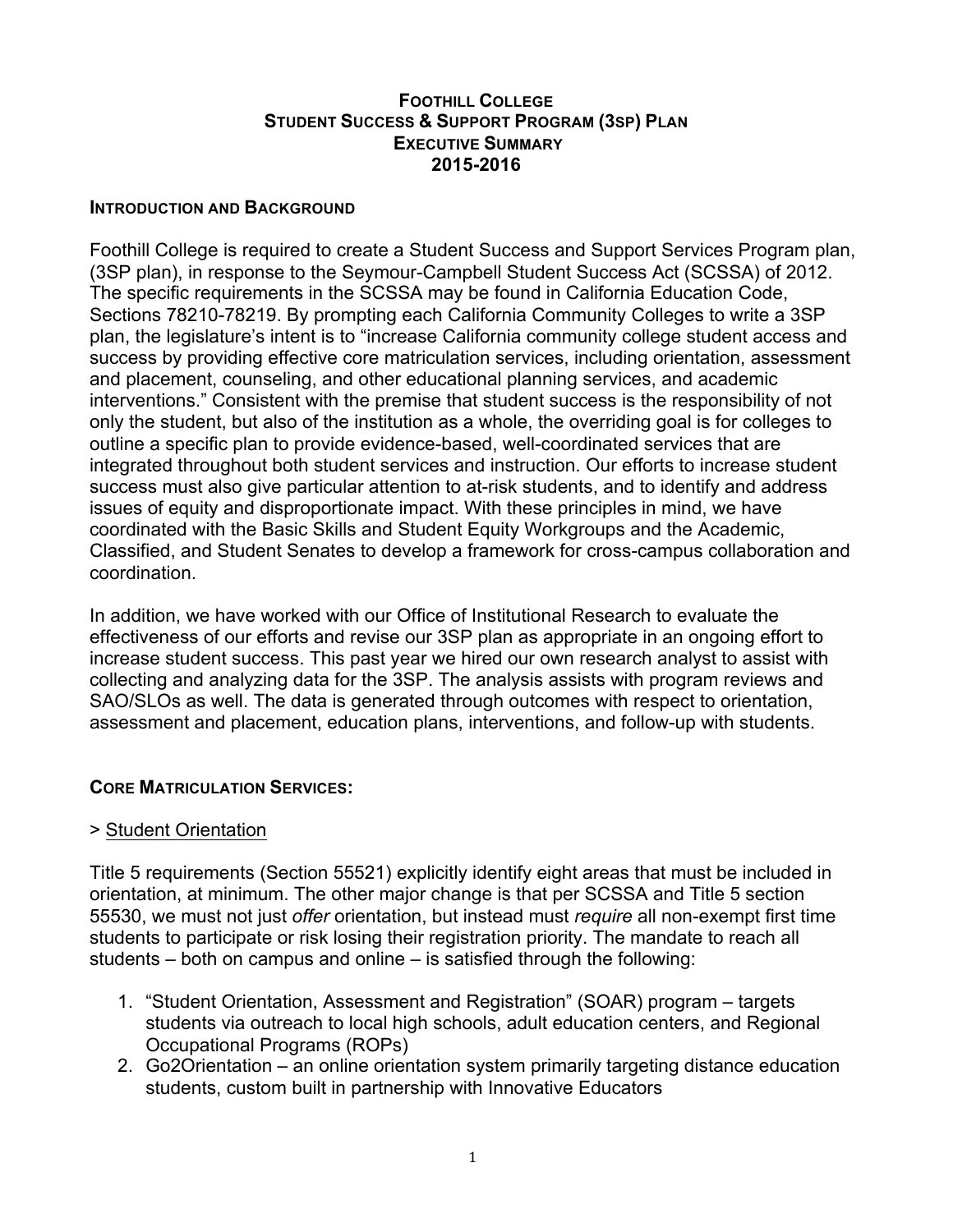# FOOTHILL COLLEGE
# STUDENT SUCCESS & SUPPORT PROGRAM (3SP) PLAN
# EXECUTIVE SUMMARY
# 2015-2016

## INTRODUCTION AND BACKGROUND

Foothill College is required to create a Student Success and Support Services Program plan, (3SP plan), in response to the Seymour-Campbell Student Success Act (SCSSA) of 2012. The specific requirements in the SCSSA may be found in California Education Code, Sections 78210-78219. By prompting each California Community Colleges to write a 3SP plan, the legislature's intent is to "increase California community college student access and success by providing effective core matriculation services, including orientation, assessment and placement, counseling, and other educational planning services, and academic interventions." Consistent with the premise that student success is the responsibility of not only the student, but also of the institution as a whole, the overriding goal is for colleges to outline a specific plan to provide evidence-based, well-coordinated services that are integrated throughout both student services and instruction. Our efforts to increase student success must also give particular attention to at-risk students, and to identify and address issues of equity and disproportionate impact. With these principles in mind, we have coordinated with the Basic Skills and Student Equity Workgroups and the Academic, Classified, and Student Senates to develop a framework for cross-campus collaboration and coordination.

In addition, we have worked with our Office of Institutional Research to evaluate the effectiveness of our efforts and revise our 3SP plan as appropriate in an ongoing effort to increase student success. This past year we hired our own research analyst to assist with collecting and analyzing data for the 3SP. The analysis assists with program reviews and SAO/SLOs as well. The data is generated through outcomes with respect to orientation, assessment and placement, education plans, interventions, and follow-up with students.

## CORE MATRICULATION SERVICES:

> <u>Student Orientation</u>

Title 5 requirements (Section 55521) explicitly identify eight areas that must be included in orientation, at minimum. The other major change is that per SCSSA and Title 5 section 55530, we must not just *offer* orientation, but instead must *require* all non-exempt first time students to participate or risk losing their registration priority. The mandate to reach all students – both on campus and online – is satisfied through the following:

1. "Student Orientation, Assessment and Registration" (SOAR) program – targets students via outreach to local high schools, adult education centers, and Regional Occupational Programs (ROPs)
2. Go2Orientation – an online orientation system primarily targeting distance education students, custom built in partnership with Innovative Educators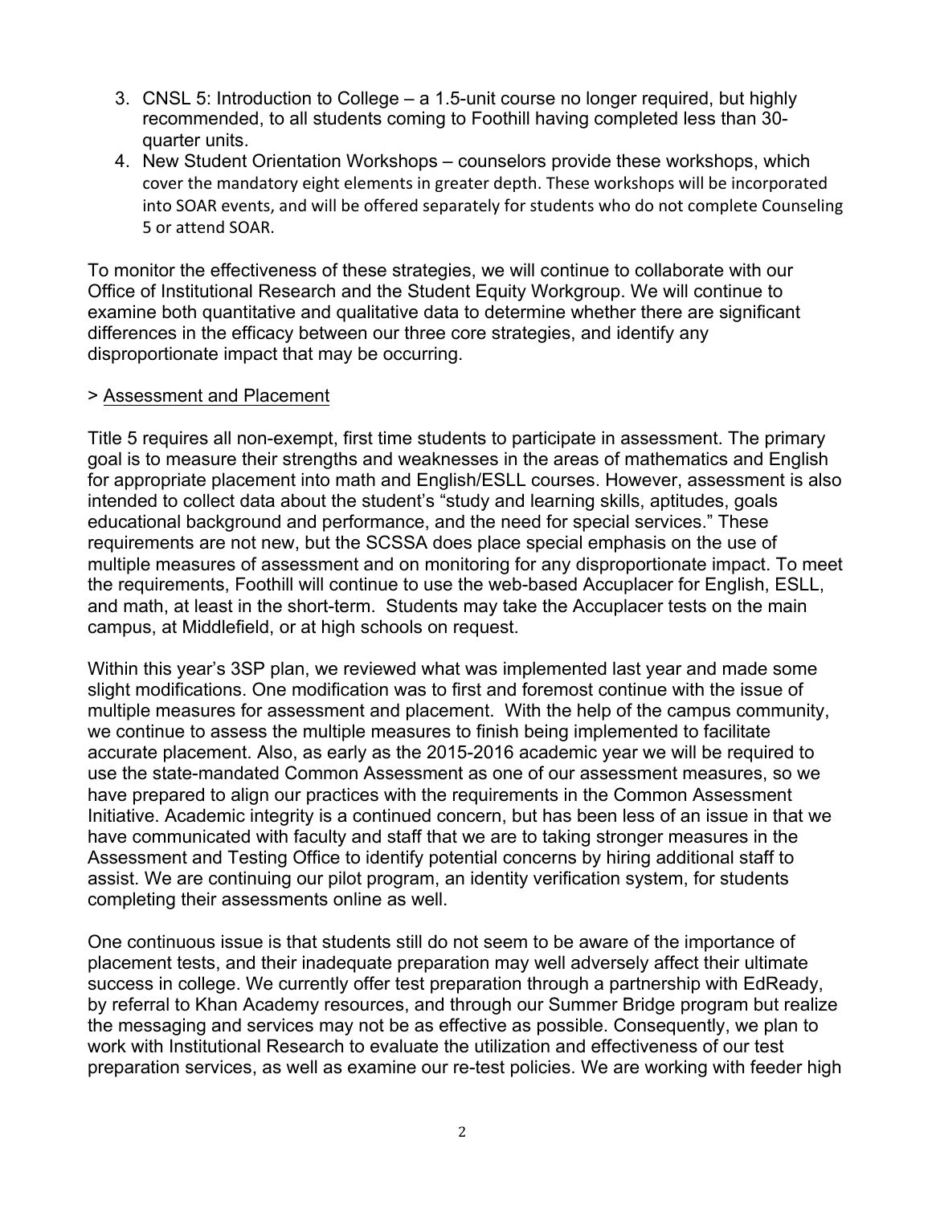3. CNSL 5: Introduction to College – a 1.5-unit course no longer required, but highly recommended, to all students coming to Foothill having completed less than 30-quarter units.
4. New Student Orientation Workshops – counselors provide these workshops, which cover the mandatory eight elements in greater depth. These workshops will be incorporated into SOAR events, and will be offered separately for students who do not complete Counseling 5 or attend SOAR.

To monitor the effectiveness of these strategies, we will continue to collaborate with our Office of Institutional Research and the Student Equity Workgroup. We will continue to examine both quantitative and qualitative data to determine whether there are significant differences in the efficacy between our three core strategies, and identify any disproportionate impact that may be occurring.

> Assessment and Placement

Title 5 requires all non-exempt, first time students to participate in assessment. The primary goal is to measure their strengths and weaknesses in the areas of mathematics and English for appropriate placement into math and English/ESLL courses. However, assessment is also intended to collect data about the student's "study and learning skills, aptitudes, goals educational background and performance, and the need for special services." These requirements are not new, but the SCSSA does place special emphasis on the use of multiple measures of assessment and on monitoring for any disproportionate impact. To meet the requirements, Foothill will continue to use the web-based Accuplacer for English, ESLL, and math, at least in the short-term. Students may take the Accuplacer tests on the main campus, at Middlefield, or at high schools on request.

Within this year's 3SP plan, we reviewed what was implemented last year and made some slight modifications. One modification was to first and foremost continue with the issue of multiple measures for assessment and placement. With the help of the campus community, we continue to assess the multiple measures to finish being implemented to facilitate accurate placement. Also, as early as the 2015-2016 academic year we will be required to use the state-mandated Common Assessment as one of our assessment measures, so we have prepared to align our practices with the requirements in the Common Assessment Initiative. Academic integrity is a continued concern, but has been less of an issue in that we have communicated with faculty and staff that we are to taking stronger measures in the Assessment and Testing Office to identify potential concerns by hiring additional staff to assist. We are continuing our pilot program, an identity verification system, for students completing their assessments online as well.

One continuous issue is that students still do not seem to be aware of the importance of placement tests, and their inadequate preparation may well adversely affect their ultimate success in college. We currently offer test preparation through a partnership with EdReady, by referral to Khan Academy resources, and through our Summer Bridge program but realize the messaging and services may not be as effective as possible. Consequently, we plan to work with Institutional Research to evaluate the utilization and effectiveness of our test preparation services, as well as examine our re-test policies. We are working with feeder high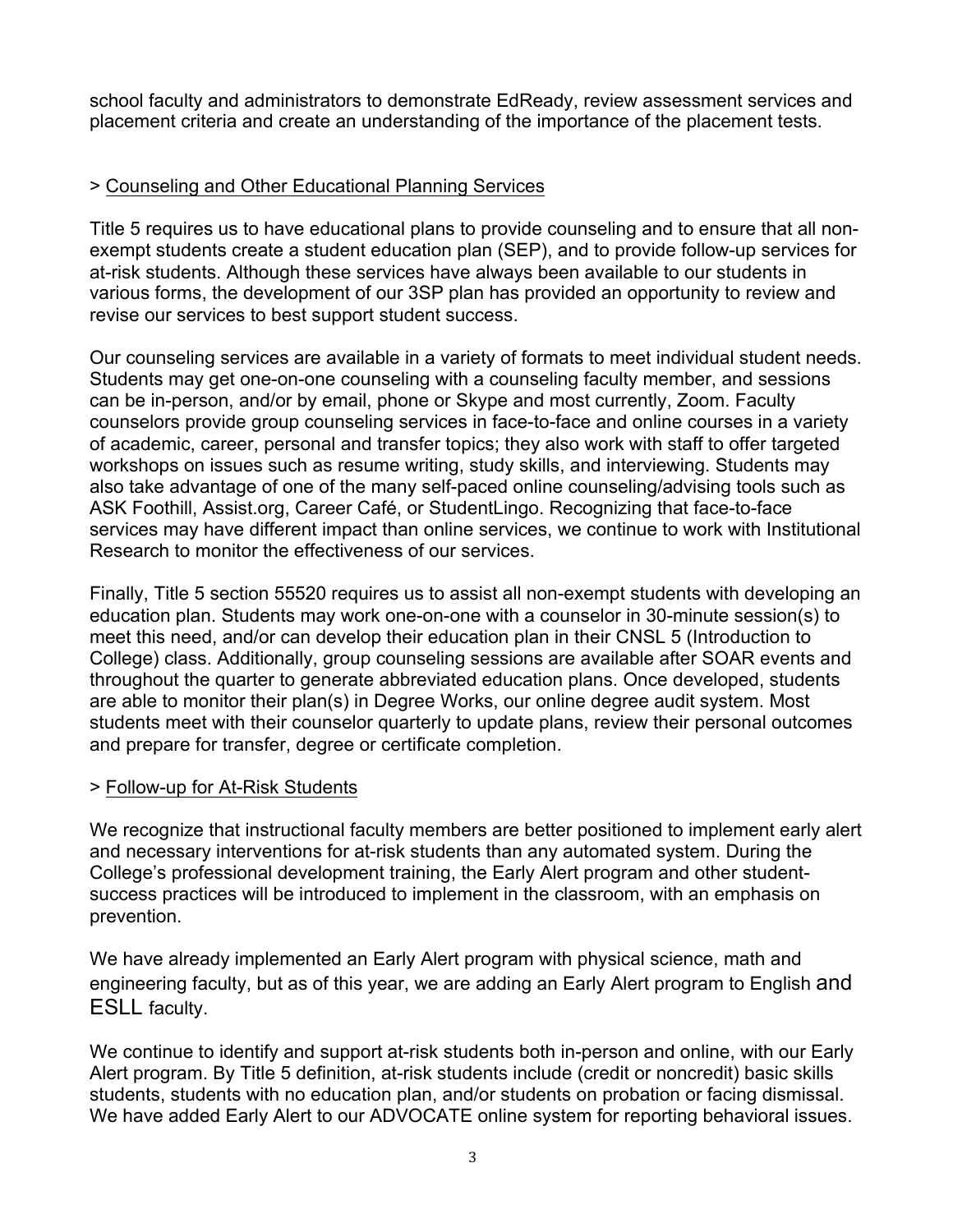school faculty and administrators to demonstrate EdReady, review assessment services and placement criteria and create an understanding of the importance of the placement tests.

> Counseling and Other Educational Planning Services

Title 5 requires us to have educational plans to provide counseling and to ensure that all non-exempt students create a student education plan (SEP), and to provide follow-up services for at-risk students. Although these services have always been available to our students in various forms, the development of our 3SP plan has provided an opportunity to review and revise our services to best support student success.

Our counseling services are available in a variety of formats to meet individual student needs. Students may get one-on-one counseling with a counseling faculty member, and sessions can be in-person, and/or by email, phone or Skype and most currently, Zoom. Faculty counselors provide group counseling services in face-to-face and online courses in a variety of academic, career, personal and transfer topics; they also work with staff to offer targeted workshops on issues such as resume writing, study skills, and interviewing. Students may also take advantage of one of the many self-paced online counseling/advising tools such as ASK Foothill, Assist.org, Career Café, or StudentLingo. Recognizing that face-to-face services may have different impact than online services, we continue to work with Institutional Research to monitor the effectiveness of our services.

Finally, Title 5 section 55520 requires us to assist all non-exempt students with developing an education plan. Students may work one-on-one with a counselor in 30-minute session(s) to meet this need, and/or can develop their education plan in their CNSL 5 (Introduction to College) class. Additionally, group counseling sessions are available after SOAR events and throughout the quarter to generate abbreviated education plans. Once developed, students are able to monitor their plan(s) in Degree Works, our online degree audit system. Most students meet with their counselor quarterly to update plans, review their personal outcomes and prepare for transfer, degree or certificate completion.

> Follow-up for At-Risk Students

We recognize that instructional faculty members are better positioned to implement early alert and necessary interventions for at-risk students than any automated system. During the College's professional development training, the Early Alert program and other student-success practices will be introduced to implement in the classroom, with an emphasis on prevention.

We have already implemented an Early Alert program with physical science, math and engineering faculty, but as of this year, we are adding an Early Alert program to English and ESLL faculty.

We continue to identify and support at-risk students both in-person and online, with our Early Alert program. By Title 5 definition, at-risk students include (credit or noncredit) basic skills students, students with no education plan, and/or students on probation or facing dismissal. We have added Early Alert to our ADVOCATE online system for reporting behavioral issues.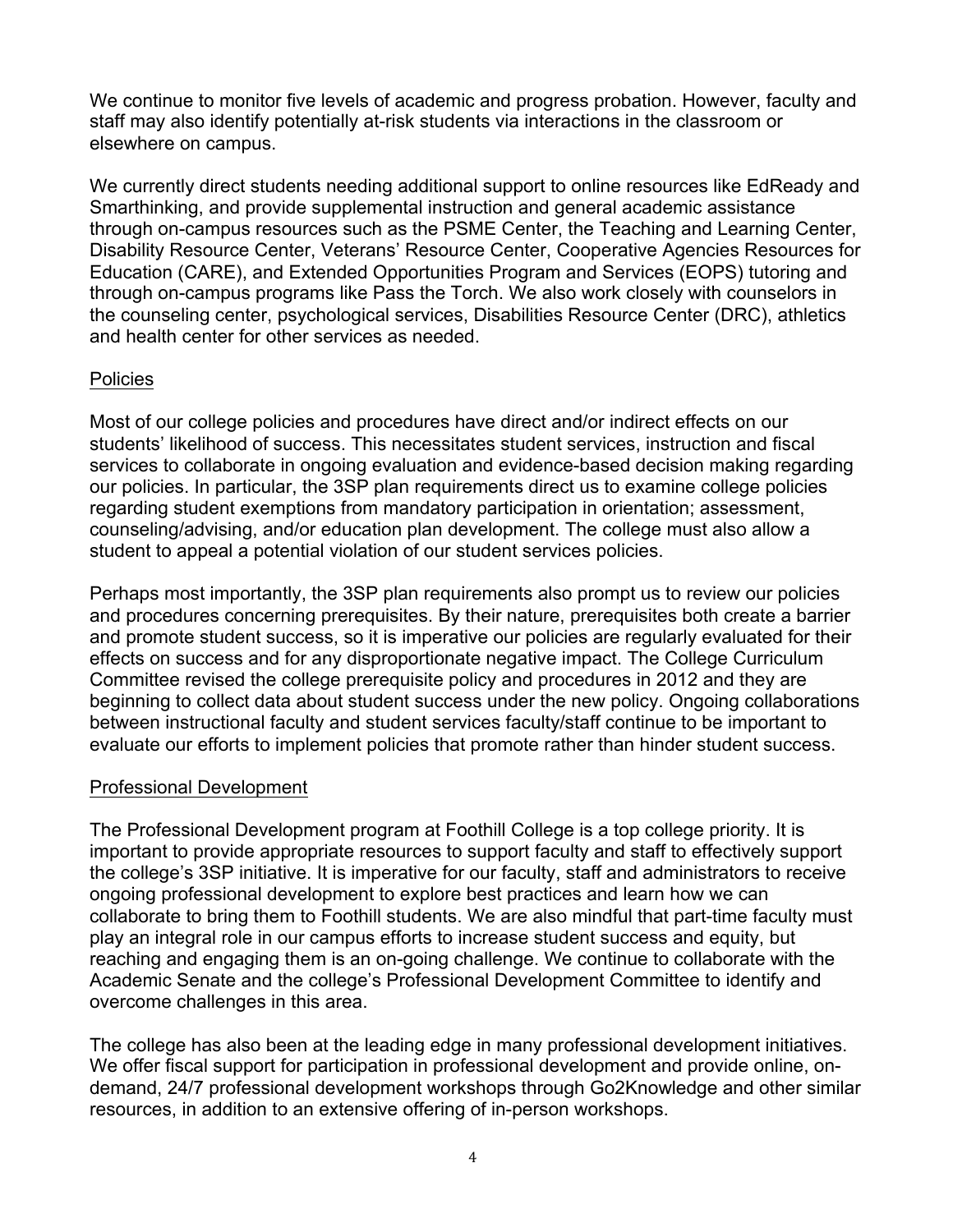We continue to monitor five levels of academic and progress probation. However, faculty and staff may also identify potentially at-risk students via interactions in the classroom or elsewhere on campus.

We currently direct students needing additional support to online resources like EdReady and Smarthinking, and provide supplemental instruction and general academic assistance through on-campus resources such as the PSME Center, the Teaching and Learning Center, Disability Resource Center, Veterans' Resource Center, Cooperative Agencies Resources for Education (CARE), and Extended Opportunities Program and Services (EOPS) tutoring and through on-campus programs like Pass the Torch. We also work closely with counselors in the counseling center, psychological services, Disabilities Resource Center (DRC), athletics and health center for other services as needed.

<u>Policies</u>

Most of our college policies and procedures have direct and/or indirect effects on our students' likelihood of success. This necessitates student services, instruction and fiscal services to collaborate in ongoing evaluation and evidence-based decision making regarding our policies. In particular, the 3SP plan requirements direct us to examine college policies regarding student exemptions from mandatory participation in orientation; assessment, counseling/advising, and/or education plan development. The college must also allow a student to appeal a potential violation of our student services policies.

Perhaps most importantly, the 3SP plan requirements also prompt us to review our policies and procedures concerning prerequisites. By their nature, prerequisites both create a barrier and promote student success, so it is imperative our policies are regularly evaluated for their effects on success and for any disproportionate negative impact. The College Curriculum Committee revised the college prerequisite policy and procedures in 2012 and they are beginning to collect data about student success under the new policy. Ongoing collaborations between instructional faculty and student services faculty/staff continue to be important to evaluate our efforts to implement policies that promote rather than hinder student success.

<u>Professional Development</u>

The Professional Development program at Foothill College is a top college priority. It is important to provide appropriate resources to support faculty and staff to effectively support the college's 3SP initiative. It is imperative for our faculty, staff and administrators to receive ongoing professional development to explore best practices and learn how we can collaborate to bring them to Foothill students. We are also mindful that part-time faculty must play an integral role in our campus efforts to increase student success and equity, but reaching and engaging them is an on-going challenge. We continue to collaborate with the Academic Senate and the college's Professional Development Committee to identify and overcome challenges in this area.

The college has also been at the leading edge in many professional development initiatives. We offer fiscal support for participation in professional development and provide online, on-demand, 24/7 professional development workshops through Go2Knowledge and other similar resources, in addition to an extensive offering of in-person workshops.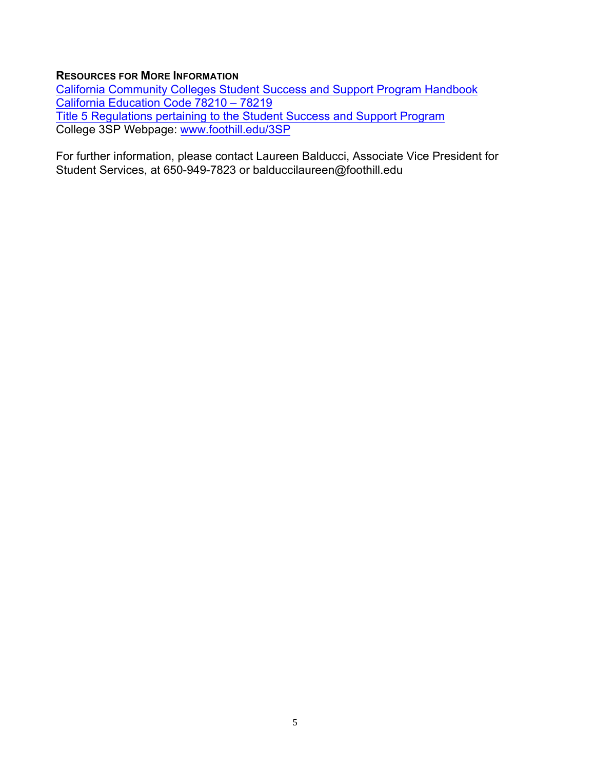**RESOURCES FOR MORE INFORMATION**

California Community Colleges Student Success and Support Program Handbook
California Education Code 78210 – 78219
Title 5 Regulations pertaining to the Student Success and Support Program
College 3SP Webpage: www.foothill.edu/3SP

For further information, please contact Laureen Balducci, Associate Vice President for Student Services, at 650-949-7823 or balduccilaureen@foothill.edu